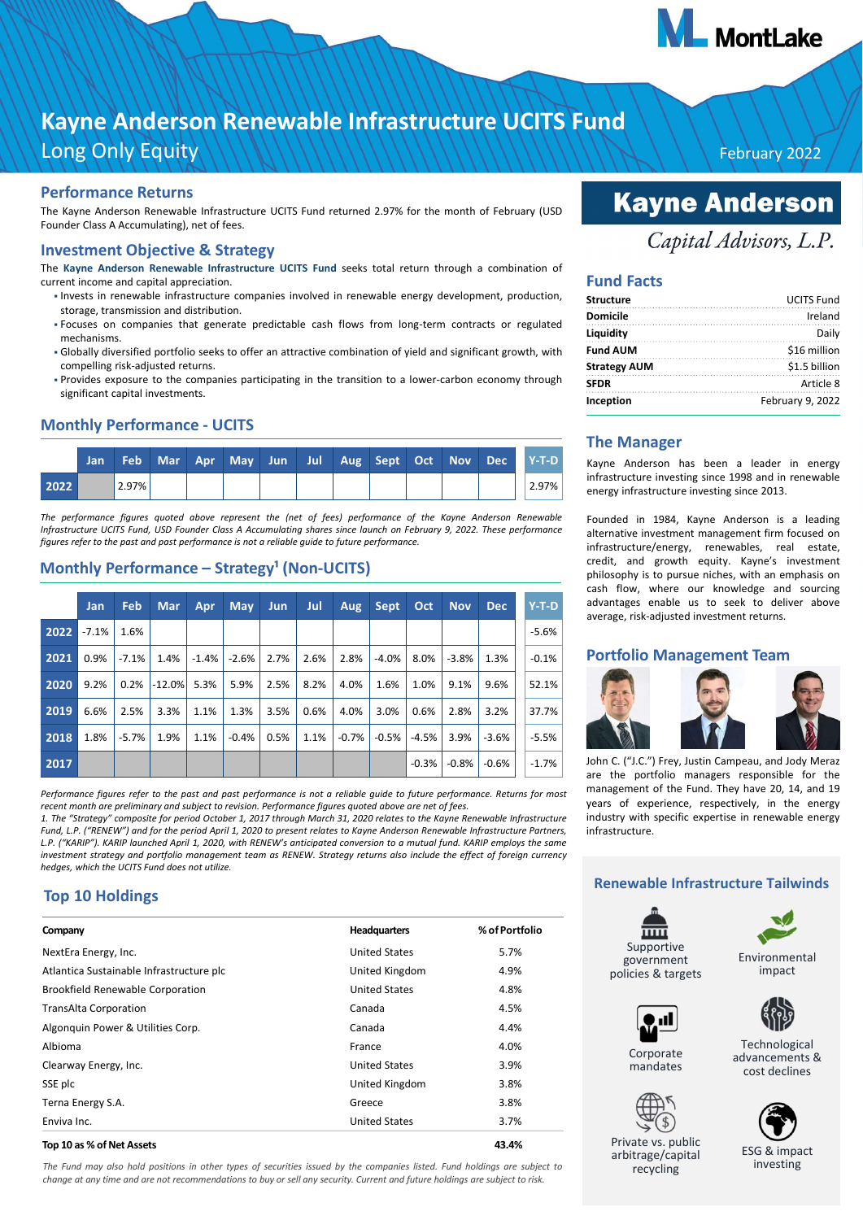# Kayne Anderson Renewable Infrastructure UCITS Fund

Long Only Equity

February 2022

## Performance Returns

The Kayne Anderson Renewable Infrastructure UCITS Fund returned 2.97% for the month of February (USD Founder Class A Accumulating), net of fees.

## Investment Objective & Strategy

The **Kayne Anderson Renewable Infrastructure UCITS Fund** seeks total return through a combination of current income and capital appreciation.

- Invests in renewable infrastructure companies involved in renewable energy development, production, storage, transmission and distribution.
- Focuses on companies that generate predictable cash flows from long-term contracts or regulated mechanisms.
- Globally diversified portfolio seeks to offer an attractive combination of yield and significant growth, with compelling risk-adjusted returns.
- Provides exposure to the companies participating in the transition to a lower-carbon economy through significant capital investments.

## Monthly Performance - UCITS

| | Jan | Feb | Mar | Apr | May | Jun | Jul | Aug | Sept | Oct | Nov | Dec | Y-T-D |
|---|---|---|---|---|---|---|---|---|---|---|---|---|---|
| 2022 | | 2.97% | | | | | | | | | | | 2.97% |

*The performance figures quoted above represent the (net of fees) performance of the Kayne Anderson Renewable Infrastructure UCITS Fund, USD Founder Class A Accumulating shares since launch on February 9, 2022. These performance figures refer to the past and past performance is not a reliable guide to future performance.*

## Monthly Performance – Strategy[1] (Non-UCITS)

| | Jan | Feb | Mar | Apr | May | Jun | Jul | Aug | Sept | Oct | Nov | Dec | Y-T-D |
|---|---|---|---|---|---|---|---|---|---|---|---|---|---|
| 2022 | -7.1% | 1.6% | | | | | | | | | | | -5.6% |
| 2021 | 0.9% | -7.1% | 1.4% | -1.4% | -2.6% | 2.7% | 2.6% | 2.8% | -4.0% | 8.0% | -3.8% | 1.3% | -0.1% |
| 2020 | 9.2% | 0.2% | -12.0% | 5.3% | 5.9% | 2.5% | 8.2% | 4.0% | 1.6% | 1.0% | 9.1% | 9.6% | 52.1% |
| 2019 | 6.6% | 2.5% | 3.3% | 1.1% | 1.3% | 3.5% | 0.6% | 4.0% | 3.0% | 0.6% | 2.8% | 3.2% | 37.7% |
| 2018 | 1.8% | -5.7% | 1.9% | 1.1% | -0.4% | 0.5% | 1.1% | -0.7% | -0.5% | -4.5% | 3.9% | -3.6% | -5.5% |
| 2017 | | | | | | | | | | -0.3% | -0.8% | -0.6% | -1.7% |

*Performance figures refer to the past and past performance is not a reliable guide to future performance. Returns for most recent month are preliminary and subject to revision. Performance figures quoted above are net of fees.*

*1. The "Strategy" composite for period October 1, 2017 through March 31, 2020 relates to the Kayne Renewable Infrastructure Fund, L.P. ("RENEW") and for the period April 1, 2020 to present relates to Kayne Anderson Renewable Infrastructure Partners, L.P. ("KARIP"). KARIP invoked April 1, 2020, with RENEW's anticipated conversion to a mutual fund. KARIP employs the same investment strategy and portfolio management team as RENEW. Strategy returns also include the effect of foreign currency hedges, which the UCITS Fund does not utilize.*

## Top 10 Holdings

| Company | Headquarters | % of Portfolio |
|---|---|---|
| NextEra Energy, Inc. | United States | 5.7% |
| Atlantica Sustainable Infrastructure plc | United Kingdom | 4.9% |
| Brookfield Renewable Corporation | United States | 4.8% |
| TransAlta Corporation | Canada | 4.5% |
| Algonquin Power & Utilities Corp. | Canada | 4.4% |
| Albioma | France | 4.0% |
| Clearway Energy, Inc. | United States | 3.9% |
| SSE plc | United Kingdom | 3.8% |
| Terna Energy S.A. | Greece | 3.8% |
| Enviva Inc. | United States | 3.7% |
| **Top 10 as % of Net Assets** | | **43.4%** |

*The Fund may also hold positions in other types of securities issued by the companies listed. Fund holdings are subject to change at any time and are not recommendations to buy or sell any security. Current and future holdings are subject to risk.*

**Kayne Anderson**

*Capital Advisors, L.P.*

## Fund Facts

| | |
|---|---|
| **Structure** | UCITS Fund |
| **Domicile** | Ireland |
| **Liquidity** | Daily |
| **Fund AUM** | $16 million |
| **Strategy AUM** | $1.5 billion |
| **SFDR** | Article 8 |
| **Inception** | February 9, 2022 |

## The Manager

Kayne Anderson has been a leader in energy infrastructure investing since 1998 and in renewable energy infrastructure investing since 2013.

Founded in 1984, Kayne Anderson is a leading alternative investment management firm focused on infrastructure/energy, renewables, real estate, credit, and growth equity. Kayne's investment philosophy is to pursue niches, with an emphasis on cash flow, where our knowledge and sourcing advantages enable us to seek to deliver above average, risk-adjusted investment returns.

## Portfolio Management Team

John C. ("J.C.") Frey, Justin Campeau, and Jody Meraz are the portfolio managers responsible for the management of the Fund. They have 20, 14, and 19 years of experience, respectively, in the energy industry with specific expertise in renewable energy infrastructure.

## Renewable Infrastructure Tailwinds

- Supportive government policies & targets
- Environmental impact
- Corporate mandates
- Technological advancements & cost declines
- Private vs. public arbitrage/capital recycling
- ESG & impact investing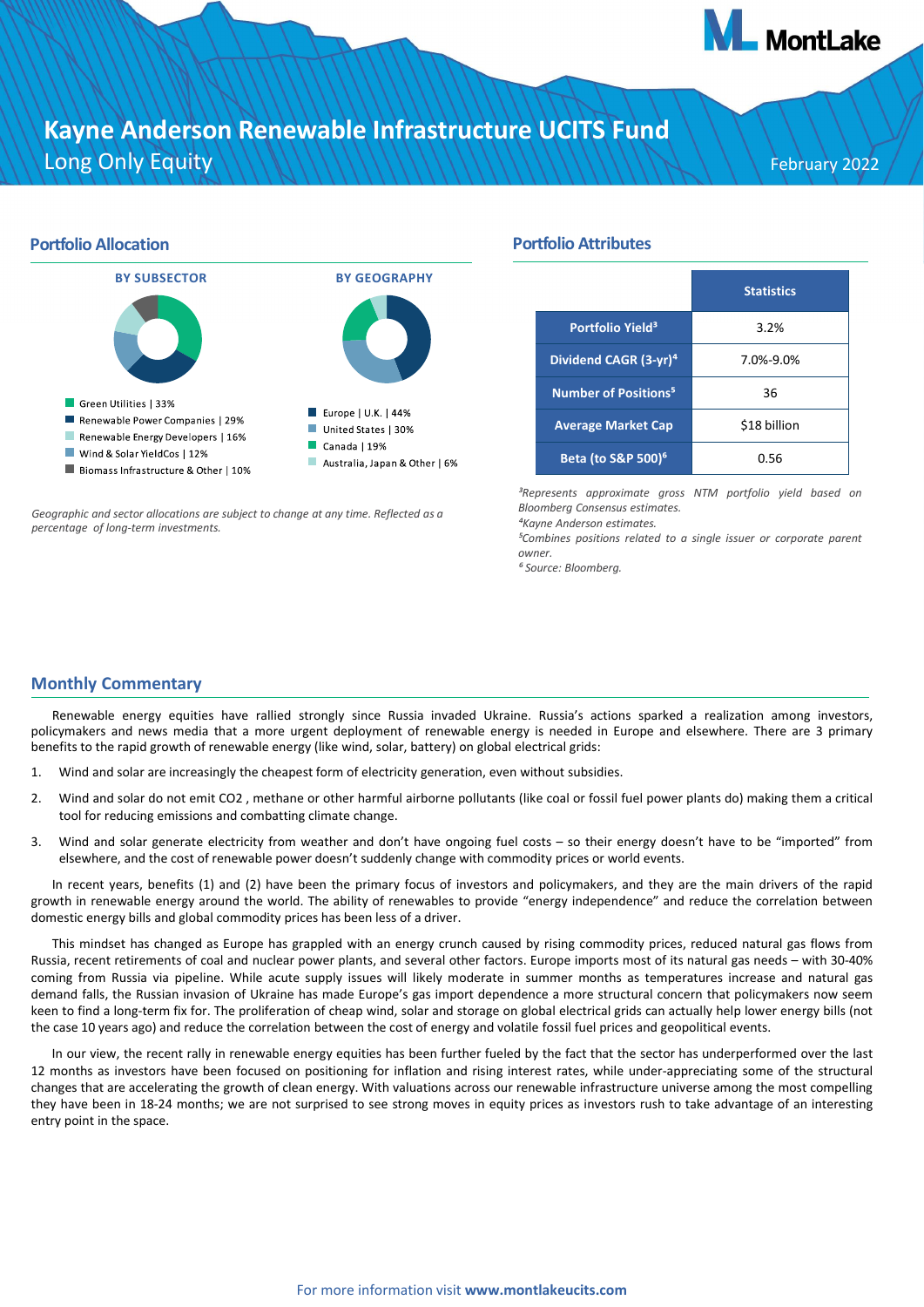# Kayne Anderson Renewable Infrastructure UCITS Fund

Long Only Equity

February 2022

## Portfolio Allocation

**BY SUBSECTOR**

- Green Utilities | 33%
- Renewable Power Companies | 29%
- Renewable Energy Developers | 16%
- Wind & Solar YieldCos | 12%
- Biomass Infrastructure & Other | 10%

**BY GEOGRAPHY**

- Europe | U.K. | 44%
- United States | 30%
- Canada | 19%
- Australia, Japan & Other | 6%

*Geographic and sector allocations are subject to change at any time. Reflected as a percentage of long-term investments.*

## Portfolio Attributes

| | Statistics |
|---|---|
| Portfolio Yield[3] | 3.2% |
| Dividend CAGR (3-yr)[4] | 7.0%-9.0% |
| Number of Positions[5] | 36 |
| Average Market Cap | $18 billion |
| Beta (to S&P 500)[6] | 0.56 |

*[3]Represents approximate gross NTM portfolio yield based on Bloomberg Consensus estimates.*
*[4]Kayne Anderson estimates.*
*[5]Combines positions related to a single issuer or corporate parent owner.*
*[6] Source: Bloomberg.*

## Monthly Commentary

Renewable energy equities have rallied strongly since Russia invaded Ukraine. Russia's actions sparked a realization among investors, policymakers and news media that a more urgent deployment of renewable energy is needed in Europe and elsewhere. There are 3 primary benefits to the rapid growth of renewable energy (like wind, solar, battery) on global electrical grids:

1. Wind and solar are increasingly the cheapest form of electricity generation, even without subsidies.
2. Wind and solar do not emit $CO_2$ , methane or other harmful airborne pollutants (like coal or fossil fuel power plants do) making them a critical tool for reducing emissions and combatting climate change.
3. Wind and solar generate electricity from weather and don't have ongoing fuel costs – so their energy doesn't have to be "imported" from elsewhere, and the cost of renewable power doesn't suddenly change with commodity prices or world events.

In recent years, benefits (1) and (2) have been the primary focus of investors and policymakers, and they are the main drivers of the rapid growth in renewable energy around the world. The ability of renewables to provide "energy independence" and reduce the correlation between domestic energy bills and global commodity prices has been less of a driver.

This mindset has changed as Europe has grappled with an energy crunch caused by rising commodity prices, reduced natural gas flows from Russia, recent retirements of coal and nuclear power plants, and several other factors. Europe imports most of its natural gas needs – with 30-40% coming from Russia via pipeline. While acute supply issues will likely moderate in summer months as temperatures increase and natural gas demand falls, the Russian invasion of Ukraine has made Europe's gas import dependence a more structural concern that policymakers now seem keen to find a long-term fix for. The proliferation of cheap wind, solar and storage on global electrical grids can actually help lower energy bills (not the case 10 years ago) and reduce the correlation between the cost of energy and volatile fossil fuel prices and geopolitical events.

In our view, the recent rally in renewable energy equities has been further fueled by the fact that the sector has underperformed over the last 12 months as investors have been focused on positioning for inflation and rising interest rates, while under-appreciating some of the structural changes that are accelerating the growth of clean energy. With valuations across our renewable infrastructure universe among the most compelling they have been in 18-24 months; we are not surprised to see strong moves in equity prices as investors rush to take advantage of an interesting entry point in the space.

For more information visit **www.montlakeucits.com**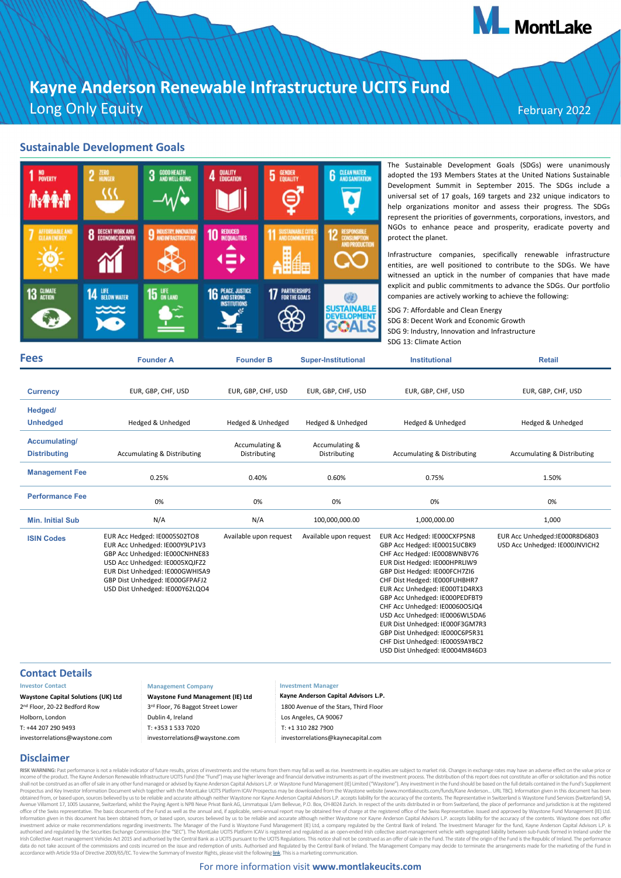MontLake

# Kayne Anderson Renewable Infrastructure UCITS Fund

Long Only Equity

February 2022

## Sustainable Development Goals

The Sustainable Development Goals (SDGs) were unanimously adopted the 193 Members States at the United Nations Sustainable Development Summit in September 2015. The SDGs include a universal set of 17 goals, 169 targets and 232 unique indicators to help organizations monitor and assess their progress. The SDGs represent the priorities of governments, corporations, investors, and NGOs to enhance peace and prosperity, eradicate poverty and protect the planet.

Infrastructure companies, specifically renewable infrastructure entities, are well positioned to contribute to the SDGs. We have witnessed an uptick in the number of companies that have made explicit and public commitments to advance the SDGs. Our portfolio companies are actively working to achieve the following:

SDG 7: Affordable and Clean Energy
SDG 8: Decent Work and Economic Growth
SDG 9: Industry, Innovation and Infrastructure
SDG 13: Climate Action

## Fees

| Fees | Founder A | Founder B | Super-Institutional | Institutional | Retail |
|---|---|---|---|---|---|
| Currency | EUR, GBP, CHF, USD | EUR, GBP, CHF, USD | EUR, GBP, CHF, USD | EUR, GBP, CHF, USD | EUR, GBP, CHF, USD |
| Hedged/ Unhedged | Hedged & Unhedged | Hedged & Unhedged | Hedged & Unhedged | Hedged & Unhedged | Hedged & Unhedged |
| Accumulating/ Distributing | Accumulating & Distributing | Accumulating & Distributing | Accumulating & Distributing | Accumulating & Distributing | Accumulating & Distributing |
| Management Fee | 0.25% | 0.40% | 0.60% | 0.75% | 1.50% |
| Performance Fee | 0% | 0% | 0% | 0% | 0% |
| Min. Initial Sub | N/A | N/A | 100,000,000.00 | 1,000,000.00 | 1,000 |
| ISIN Codes | EUR Acc Hedged: IE0005S02TO8<br>EUR Acc Unhedged: IE000Y9LP1V3<br>GBP Acc Unhedged: IE000CNHNE83<br>USD Acc Unhedged: IE0005XQJFZ2<br>EUR Dist Unhedged: IE000GWHISA9<br>GBP Dist Unhedged: IE000GFPAFJ2<br>USD Dist Unhedged: IE000Y62LQO4 | Available upon request | Available upon request | EUR Acc Hedged: IE000CXFPSN8<br>GBP Acc Hedged: IE00015UCBK9<br>CHF Acc Hedged: IE0008WNBV76<br>EUR Dist Hedged: IE000HPRLIW9<br>GBP Dist Hedged: IE000FCH7ZI6<br>CHF Dist Hedged: IE000FUHBHR7<br>EUR Acc Unhedged: IE000T1D4RX3<br>GBP Acc Unhedged: IE000PEDFBT9<br>CHF Acc Unhedged: IE00060OSJQ4<br>USD Acc Unhedged: IE0006WL5DA6<br>EUR Dist Unhedged: IE000F3GM7R3<br>GBP Dist Unhedged: IE000C6P5R31<br>CHF Dist Unhedged: IE000S9AYBC2<br>USD Dist Unhedged: IE0004M846D3 | EUR Acc Unhedged:IE000R8D6803<br>USD Acc Unhedged: IE000JNVICH2 |

## Contact Details

**Investor Contact**

**Waystone Capital Solutions (UK) Ltd**
2nd Floor, 20-22 Bedford Row
Holborn, London
T: +44 207 290 9493
investorrelations@waystone.com

**Management Company**

**Waystone Fund Management (IE) Ltd**
3rd Floor, 76 Baggot Street Lower
Dublin 4, Ireland
T: +353 1 533 7020
investorrelations@waystone.com

**Investment Manager**

**Kayne Anderson Capital Advisors L.P.**
1800 Avenue of the Stars, Third Floor
Los Angeles, CA 90067
T: +1 310 282 7900
investorrelations@kaynecapital.com

## Disclaimer

RISK WARNING: Past performance is not a reliable indicator of future results, prices of investments and the returns from them may fall as well as rise. Investments in equities are subject to market risk. Changes in exchange rates may have an adverse effect on the value price or income of the product. The Kayne Anderson Renewable Infrastructure UCITS Fund (the "Fund") may use higher leverage and financial derivative instruments as part of the investment process. The distribution of this report does not constitute an offer or solicitation and this notice shall not be construed as an offer of sale in any other fund managed or advised by Kayne Anderson Capital Advisors L.P. or Waystone Fund Management (IE) Limited ("Waystone"). Any investment in the Fund should be based on the full details contained in the Fund's Supplement Prospectus and Key Investor Information Document which together with the MontLake UCITS Platform ICAV Prospectus may be downloaded from the Waystone website (www.montlakeucits.com/funds/Kane Anderson... URL TBC). Information given in this document has been obtained from, or based upon, sources believed by us to be reliable and accurate although neither Waystone nor Kayne Anderson Capital Advisors L.P. accepts liability for the accuracy of the contents. The Representative in Switzerland is Waystone Fund Services (Switzerland) SA, Avenue Villamont 17, 1005 Lausanne, Switzerland, whilst the Paying Agent is NPB Neue Privat Bank AG, Limmatquai 1/am Bellevue, P.O. Box, CH-8024 Zurich. In respect of the units distributed in or from Switzerland, the place of performance and jurisdiction is at the registered office of the Swiss representative. The basic documents of the Fund as well as the annual and, if applicable, semi-annual report may be obtained free of charge at the registered office of the Swiss Representative. Issued and approved by Waystone Fund Management (IE) Ltd. Information given in this document has been obtained from, or based upon, sources believed by us to be reliable and accurate although neither Waystone nor Kayne Anderson Capital Advisors L.P. accepts liability for the accuracy of the contents. Waystone does not offer investment advice or make recommendations regarding investments. The Manager of the Fund is Waystone Fund Management (IE) Ltd, a company regulated by the Central Bank of Ireland. The Investment Manager for the fund, Kayne Anderson Capital Advisors L.P. is authorised and regulated by the Securities Exchange Commission (the "SEC"). The MontLake UCITS Platform ICAV is registered and regulated as an open-ended Irish collective asset-management vehicle with segregated liability between sub-Funds formed in Ireland under the Irish Collective Asset management Vehicles Act 2015 and authorised by the Central Bank as a UCITS pursuant to the UCITS Regulations. This notice shall not be construed as an offer of sale in the Fund. The state of the origin of the Fund is the Republic of Ireland. The performance data do not take account of the commissions and costs incurred on the issue and redemption of units. Authorised and Regulated by the Central Bank of Ireland. The Management Company may decide to terminate the arrangements made for the marketing of the Fund in accordance with Article 93a of Directive 2009/65/EC. To view the Summary of Investor Rights, please visit the following link. This is a marketing communication.

For more information visit **www.montlakeucits.com**